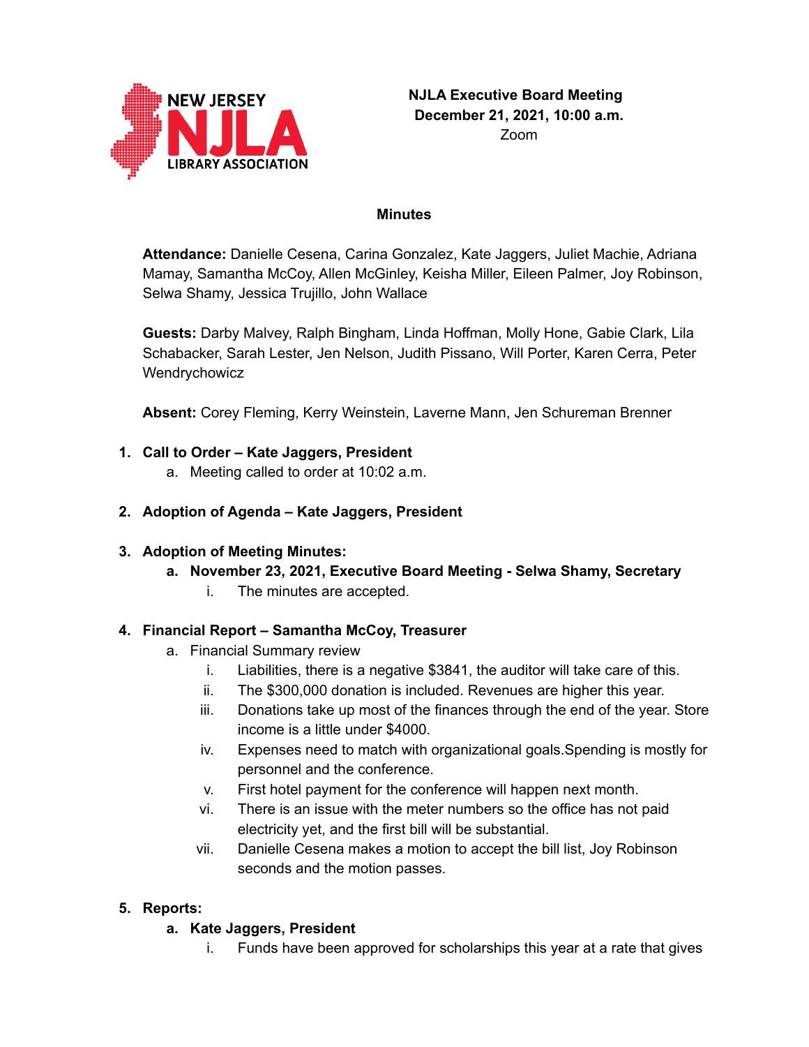**NJLA Executive Board Meeting**
**December 21, 2021, 10:00 a.m.**
Zoom

## Minutes

**Attendance:** Danielle Cesena, Carina Gonzalez, Kate Jaggers, Juliet Machie, Adriana Mamay, Samantha McCoy, Allen McGinley, Keisha Miller, Eileen Palmer, Joy Robinson, Selwa Shamy, Jessica Trujillo, John Wallace

**Guests:** Darby Malvey, Ralph Bingham, Linda Hoffman, Molly Hone, Gabie Clark, Lila Schabacker, Sarah Lester, Jen Nelson, Judith Pissano, Will Porter, Karen Cerra, Peter Wendrychowicz

**Absent:** Corey Fleming, Kerry Weinstein, Laverne Mann, Jen Schureman Brenner

1. **Call to Order – Kate Jaggers, President**
   a. Meeting called to order at 10:02 a.m.

2. **Adoption of Agenda – Kate Jaggers, President**

3. **Adoption of Meeting Minutes:**
   a. **November 23, 2021, Executive Board Meeting - Selwa Shamy, Secretary**
      i. The minutes are accepted.

4. **Financial Report – Samantha McCoy, Treasurer**
   a. Financial Summary review
      i. Liabilities, there is a negative $3841, the auditor will take care of this.
      ii. The $300,000 donation is included. Revenues are higher this year.
      iii. Donations take up most of the finances through the end of the year. Store income is a little under $4000.
      iv. Expenses need to match with organizational goals.Spending is mostly for personnel and the conference.
      v. First hotel payment for the conference will happen next month.
      vi. There is an issue with the meter numbers so the office has not paid electricity yet, and the first bill will be substantial.
      vii. Danielle Cesena makes a motion to accept the bill list, Joy Robinson seconds and the motion passes.

5. **Reports:**
   a. **Kate Jaggers, President**
      i. Funds have been approved for scholarships this year at a rate that gives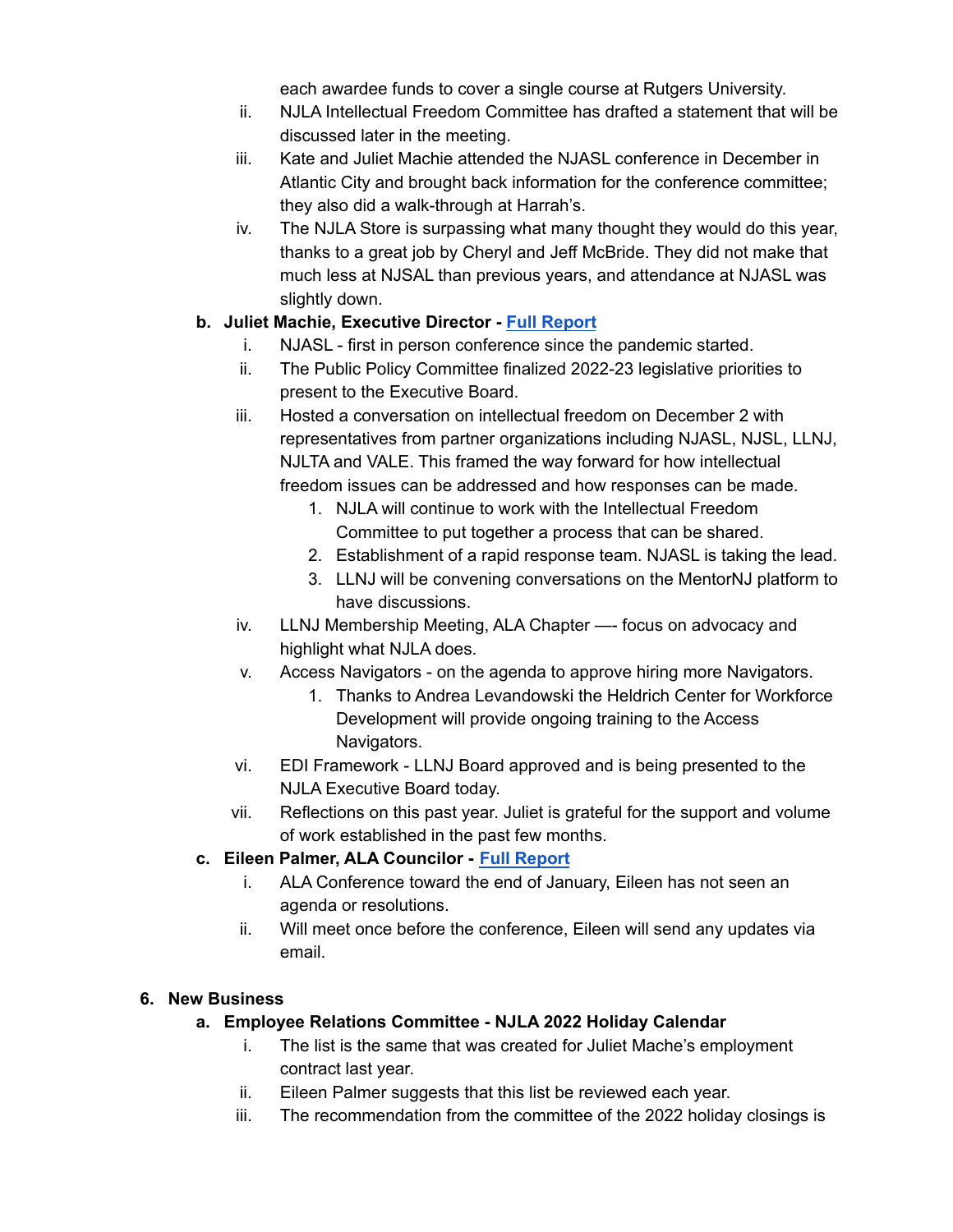each awardee funds to cover a single course at Rutgers University.

ii. NJLA Intellectual Freedom Committee has drafted a statement that will be discussed later in the meeting.

iii. Kate and Juliet Machie attended the NJASL conference in December in Atlantic City and brought back information for the conference committee; they also did a walk-through at Harrah's.

iv. The NJLA Store is surpassing what many thought they would do this year, thanks to a great job by Cheryl and Jeff McBride. They did not make that much less at NJSAL than previous years, and attendance at NJASL was slightly down.

**b. Juliet Machie, Executive Director - Full Report**

i. NJASL - first in person conference since the pandemic started.

ii. The Public Policy Committee finalized 2022-23 legislative priorities to present to the Executive Board.

iii. Hosted a conversation on intellectual freedom on December 2 with representatives from partner organizations including NJASL, NJSL, LLNJ, NJLTA and VALE. This framed the way forward for how intellectual freedom issues can be addressed and how responses can be made.

1. NJLA will continue to work with the Intellectual Freedom Committee to put together a process that can be shared.
2. Establishment of a rapid response team. NJASL is taking the lead.
3. LLNJ will be convening conversations on the MentorNJ platform to have discussions.

iv. LLNJ Membership Meeting, ALA Chapter —- focus on advocacy and highlight what NJLA does.

v. Access Navigators - on the agenda to approve hiring more Navigators.

1. Thanks to Andrea Levandowski the Heldrich Center for Workforce Development will provide ongoing training to the Access Navigators.

vi. EDI Framework - LLNJ Board approved and is being presented to the NJLA Executive Board today.

vii. Reflections on this past year. Juliet is grateful for the support and volume of work established in the past few months.

**c. Eileen Palmer, ALA Councilor - Full Report**

i. ALA Conference toward the end of January, Eileen has not seen an agenda or resolutions.

ii. Will meet once before the conference, Eileen will send any updates via email.

**6. New Business**

**a. Employee Relations Committee - NJLA 2022 Holiday Calendar**

i. The list is the same that was created for Juliet Mache's employment contract last year.

ii. Eileen Palmer suggests that this list be reviewed each year.

iii. The recommendation from the committee of the 2022 holiday closings is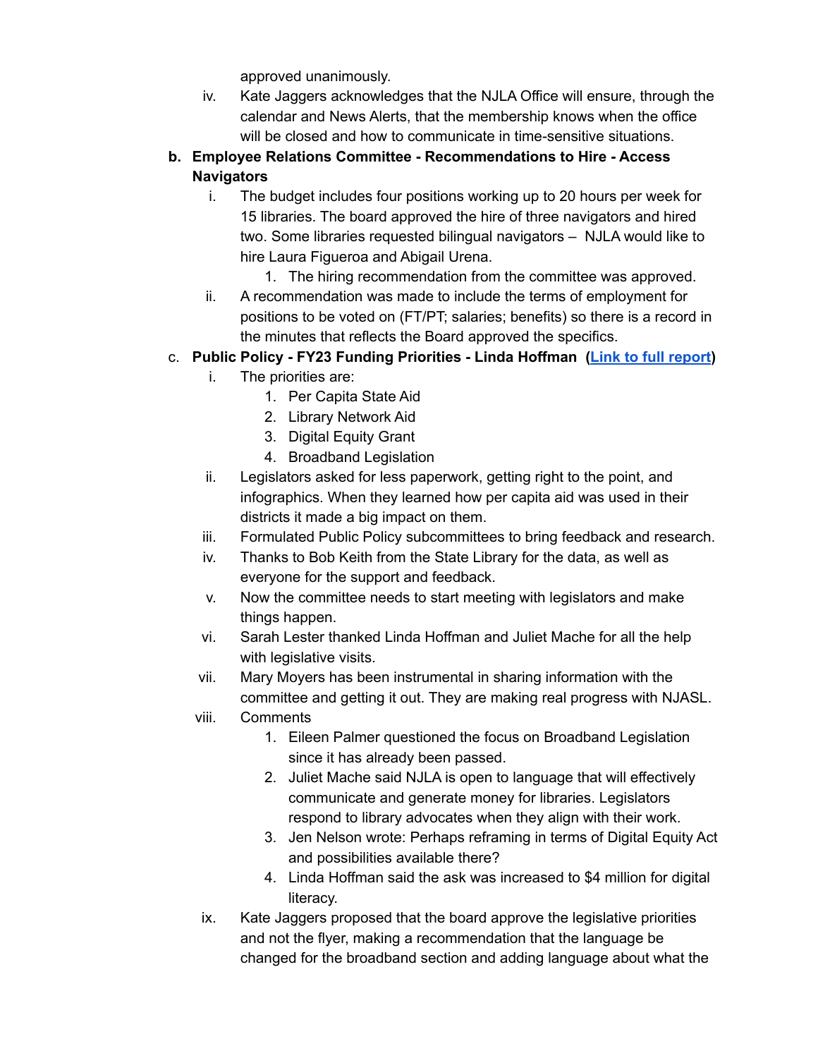approved unanimously.

iv. Kate Jaggers acknowledges that the NJLA Office will ensure, through the calendar and News Alerts, that the membership knows when the office will be closed and how to communicate in time-sensitive situations.

**b. Employee Relations Committee - Recommendations to Hire - Access Navigators**

i. The budget includes four positions working up to 20 hours per week for 15 libraries. The board approved the hire of three navigators and hired two. Some libraries requested bilingual navigators – NJLA would like to hire Laura Figueroa and Abigail Urena.

1. The hiring recommendation from the committee was approved.

ii. A recommendation was made to include the terms of employment for positions to be voted on (FT/PT; salaries; benefits) so there is a record in the minutes that reflects the Board approved the specifics.

c. **Public Policy - FY23 Funding Priorities - Linda Hoffman (Link to full report)**

i. The priorities are:

1. Per Capita State Aid
2. Library Network Aid
3. Digital Equity Grant
4. Broadband Legislation

ii. Legislators asked for less paperwork, getting right to the point, and infographics. When they learned how per capita aid was used in their districts it made a big impact on them.

iii. Formulated Public Policy subcommittees to bring feedback and research.

iv. Thanks to Bob Keith from the State Library for the data, as well as everyone for the support and feedback.

v. Now the committee needs to start meeting with legislators and make things happen.

vi. Sarah Lester thanked Linda Hoffman and Juliet Mache for all the help with legislative visits.

vii. Mary Moyers has been instrumental in sharing information with the committee and getting it out. They are making real progress with NJASL.

viii. Comments

1. Eileen Palmer questioned the focus on Broadband Legislation since it has already been passed.
2. Juliet Mache said NJLA is open to language that will effectively communicate and generate money for libraries. Legislators respond to library advocates when they align with their work.
3. Jen Nelson wrote: Perhaps reframing in terms of Digital Equity Act and possibilities available there?
4. Linda Hoffman said the ask was increased to $4 million for digital literacy.

ix. Kate Jaggers proposed that the board approve the legislative priorities and not the flyer, making a recommendation that the language be changed for the broadband section and adding language about what the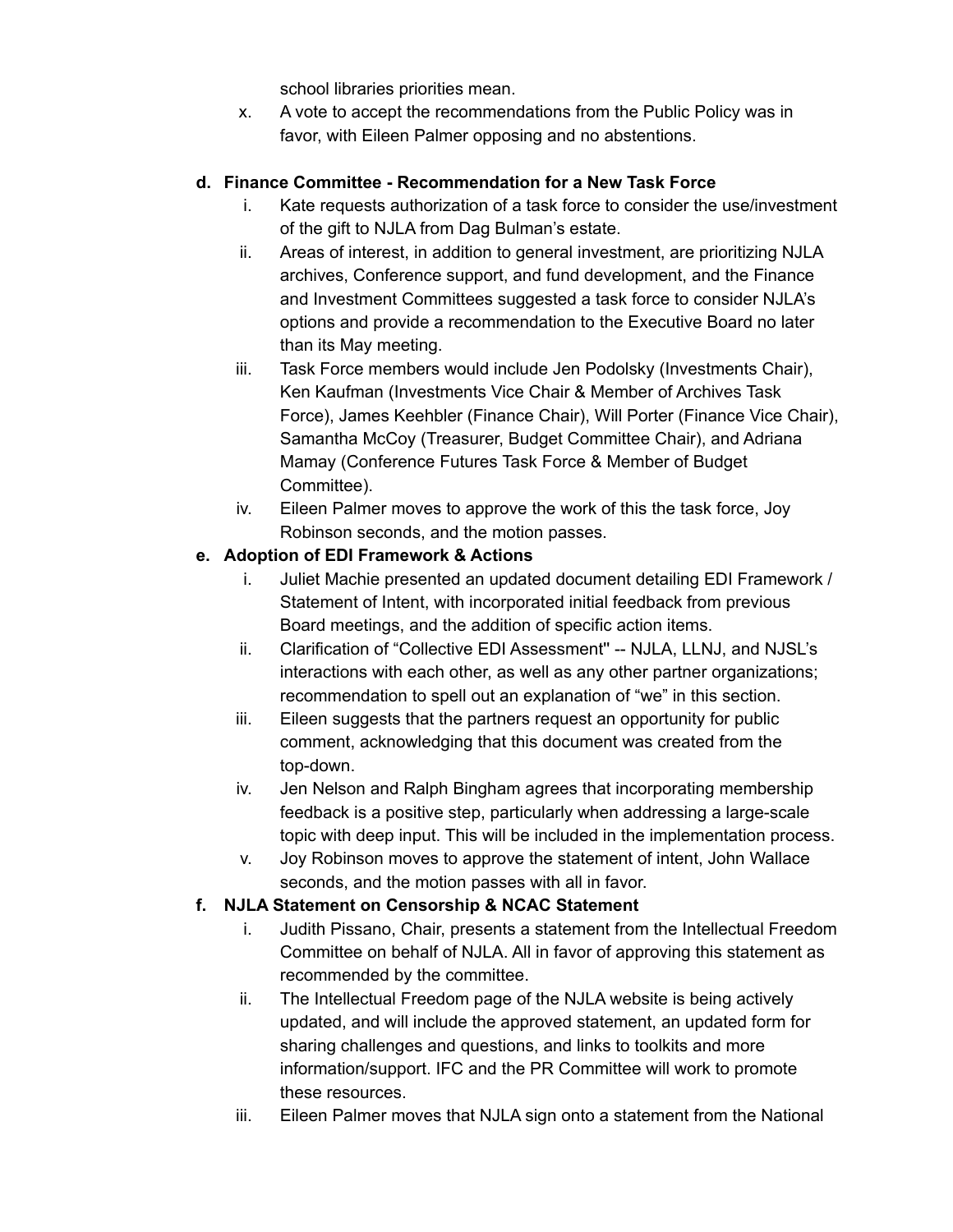school libraries priorities mean.

x. A vote to accept the recommendations from the Public Policy was in favor, with Eileen Palmer opposing and no abstentions.

**d. Finance Committee - Recommendation for a New Task Force**

i. Kate requests authorization of a task force to consider the use/investment of the gift to NJLA from Dag Bulman's estate.

ii. Areas of interest, in addition to general investment, are prioritizing NJLA archives, Conference support, and fund development, and the Finance and Investment Committees suggested a task force to consider NJLA's options and provide a recommendation to the Executive Board no later than its May meeting.

iii. Task Force members would include Jen Podolsky (Investments Chair), Ken Kaufman (Investments Vice Chair & Member of Archives Task Force), James Keehbler (Finance Chair), Will Porter (Finance Vice Chair), Samantha McCoy (Treasurer, Budget Committee Chair), and Adriana Mamay (Conference Futures Task Force & Member of Budget Committee).

iv. Eileen Palmer moves to approve the work of this the task force, Joy Robinson seconds, and the motion passes.

**e. Adoption of EDI Framework & Actions**

i. Juliet Machie presented an updated document detailing EDI Framework / Statement of Intent, with incorporated initial feedback from previous Board meetings, and the addition of specific action items.

ii. Clarification of "Collective EDI Assessment" -- NJLA, LLNJ, and NJSL's interactions with each other, as well as any other partner organizations; recommendation to spell out an explanation of "we" in this section.

iii. Eileen suggests that the partners request an opportunity for public comment, acknowledging that this document was created from the top-down.

iv. Jen Nelson and Ralph Bingham agrees that incorporating membership feedback is a positive step, particularly when addressing a large-scale topic with deep input. This will be included in the implementation process.

v. Joy Robinson moves to approve the statement of intent, John Wallace seconds, and the motion passes with all in favor.

**f. NJLA Statement on Censorship & NCAC Statement**

i. Judith Pissano, Chair, presents a statement from the Intellectual Freedom Committee on behalf of NJLA. All in favor of approving this statement as recommended by the committee.

ii. The Intellectual Freedom page of the NJLA website is being actively updated, and will include the approved statement, an updated form for sharing challenges and questions, and links to toolkits and more information/support. IFC and the PR Committee will work to promote these resources.

iii. Eileen Palmer moves that NJLA sign onto a statement from the National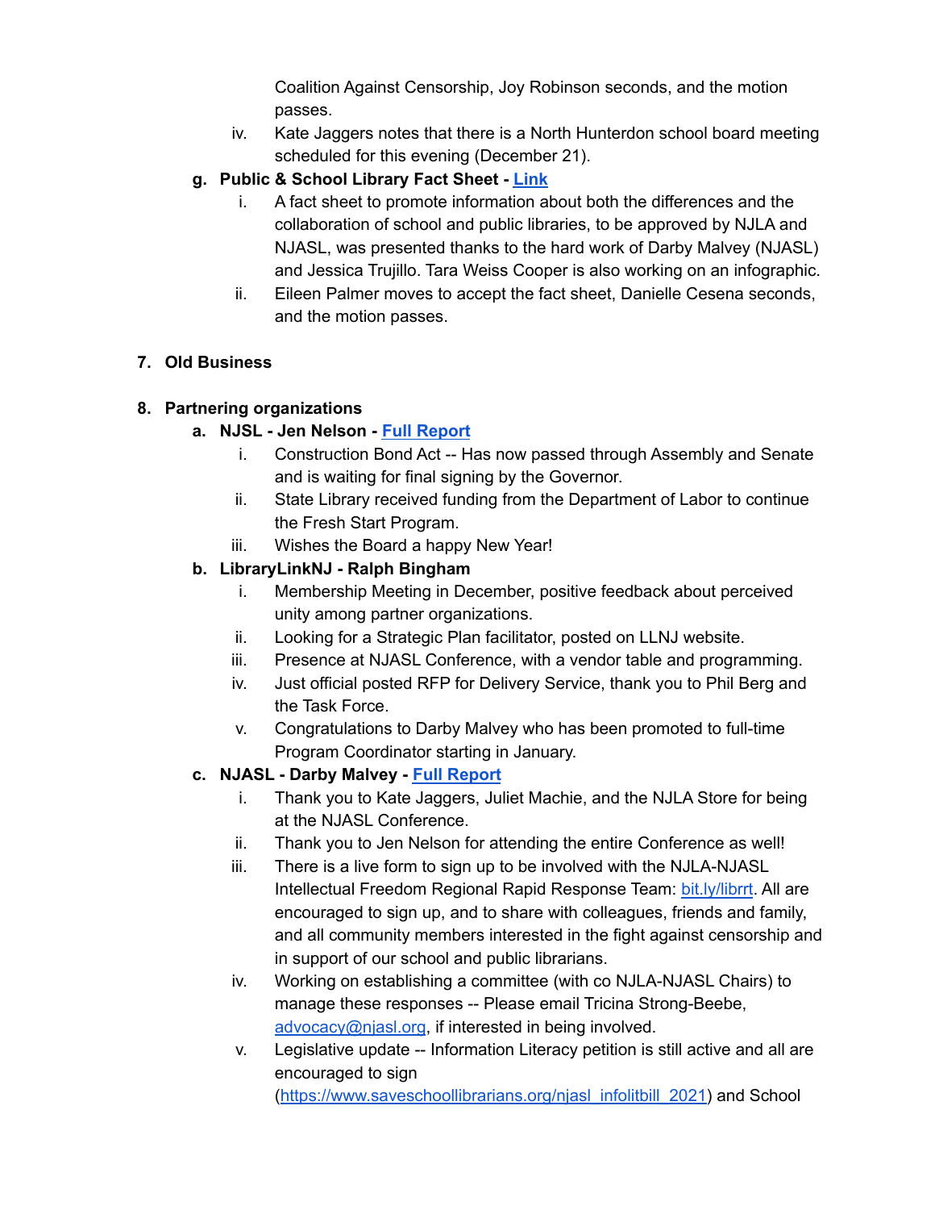Coalition Against Censorship, Joy Robinson seconds, and the motion passes.

iv. Kate Jaggers notes that there is a North Hunterdon school board meeting scheduled for this evening (December 21).

g. **Public & School Library Fact Sheet - Link**

i. A fact sheet to promote information about both the differences and the collaboration of school and public libraries, to be approved by NJLA and NJASL, was presented thanks to the hard work of Darby Malvey (NJASL) and Jessica Trujillo. Tara Weiss Cooper is also working on an infographic.

ii. Eileen Palmer moves to accept the fact sheet, Danielle Cesena seconds, and the motion passes.

7. **Old Business**

8. **Partnering organizations**

a. **NJSL - Jen Nelson - Full Report**

i. Construction Bond Act -- Has now passed through Assembly and Senate and is waiting for final signing by the Governor.

ii. State Library received funding from the Department of Labor to continue the Fresh Start Program.

iii. Wishes the Board a happy New Year!

b. **LibraryLinkNJ - Ralph Bingham**

i. Membership Meeting in December, positive feedback about perceived unity among partner organizations.

ii. Looking for a Strategic Plan facilitator, posted on LLNJ website.

iii. Presence at NJASL Conference, with a vendor table and programming.

iv. Just official posted RFP for Delivery Service, thank you to Phil Berg and the Task Force.

v. Congratulations to Darby Malvey who has been promoted to full-time Program Coordinator starting in January.

c. **NJASL - Darby Malvey - Full Report**

i. Thank you to Kate Jaggers, Juliet Machie, and the NJLA Store for being at the NJASL Conference.

ii. Thank you to Jen Nelson for attending the entire Conference as well!

iii. There is a live form to sign up to be involved with the NJLA-NJASL Intellectual Freedom Regional Rapid Response Team: bit.ly/librrt. All are encouraged to sign up, and to share with colleagues, friends and family, and all community members interested in the fight against censorship and in support of our school and public librarians.

iv. Working on establishing a committee (with co NJLA-NJASL Chairs) to manage these responses -- Please email Tricina Strong-Beebe, advocacy@njasl.org, if interested in being involved.

v. Legislative update -- Information Literacy petition is still active and all are encouraged to sign (https://www.saveschoollibrarians.org/njasl_infolitbill_2021) and School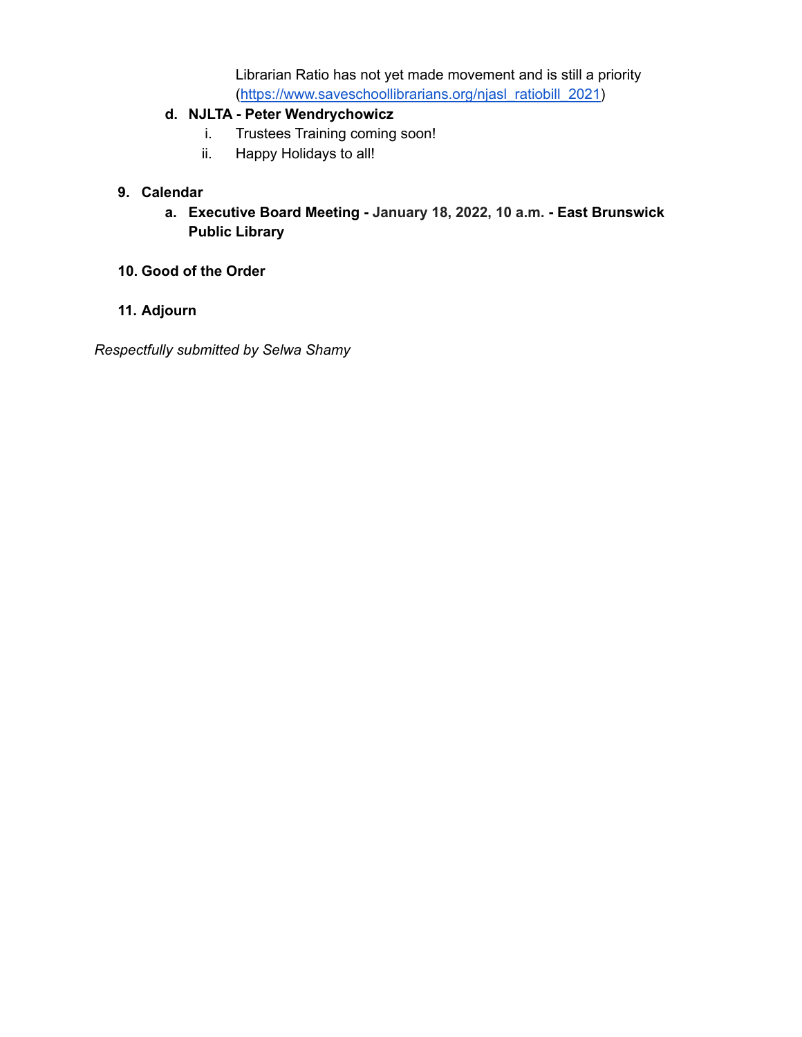Librarian Ratio has not yet made movement and is still a priority (https://www.saveschoollibrarians.org/njasl_ratiobill_2021)

d. **NJLTA - Peter Wendrychowicz**
   i. Trustees Training coming soon!
   ii. Happy Holidays to all!

9. **Calendar**
   a. **Executive Board Meeting - January 18, 2022, 10 a.m. - East Brunswick Public Library**

10. **Good of the Order**

11. **Adjourn**

*Respectfully submitted by Selwa Shamy*